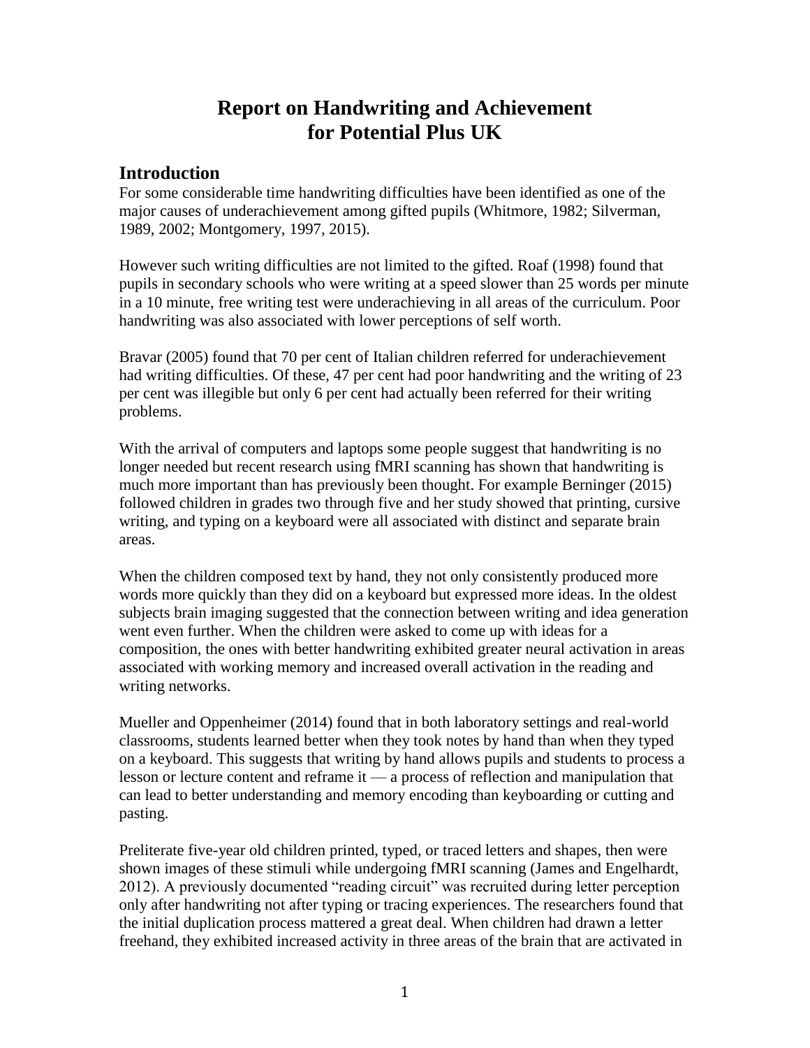# Report on Handwriting and Achievement for Potential Plus UK

## Introduction

For some considerable time handwriting difficulties have been identified as one of the major causes of underachievement among gifted pupils (Whitmore, 1982; Silverman, 1989, 2002; Montgomery, 1997, 2015).

However such writing difficulties are not limited to the gifted. Roaf (1998) found that pupils in secondary schools who were writing at a speed slower than 25 words per minute in a 10 minute, free writing test were underachieving in all areas of the curriculum. Poor handwriting was also associated with lower perceptions of self worth.

Bravar (2005) found that 70 per cent of Italian children referred for underachievement had writing difficulties. Of these, 47 per cent had poor handwriting and the writing of 23 per cent was illegible but only 6 per cent had actually been referred for their writing problems.

With the arrival of computers and laptops some people suggest that handwriting is no longer needed but recent research using fMRI scanning has shown that handwriting is much more important than has previously been thought. For example Berninger (2015) followed children in grades two through five and her study showed that printing, cursive writing, and typing on a keyboard were all associated with distinct and separate brain areas.

When the children composed text by hand, they not only consistently produced more words more quickly than they did on a keyboard but expressed more ideas. In the oldest subjects brain imaging suggested that the connection between writing and idea generation went even further. When the children were asked to come up with ideas for a composition, the ones with better handwriting exhibited greater neural activation in areas associated with working memory and increased overall activation in the reading and writing networks.

Mueller and Oppenheimer (2014) found that in both laboratory settings and real-world classrooms, students learned better when they took notes by hand than when they typed on a keyboard. This suggests that writing by hand allows pupils and students to process a lesson or lecture content and reframe it — a process of reflection and manipulation that can lead to better understanding and memory encoding than keyboarding or cutting and pasting.

Preliterate five-year old children printed, typed, or traced letters and shapes, then were shown images of these stimuli while undergoing fMRI scanning (James and Engelhardt, 2012). A previously documented "reading circuit" was recruited during letter perception only after handwriting not after typing or tracing experiences. The researchers found that the initial duplication process mattered a great deal. When children had drawn a letter freehand, they exhibited increased activity in three areas of the brain that are activated in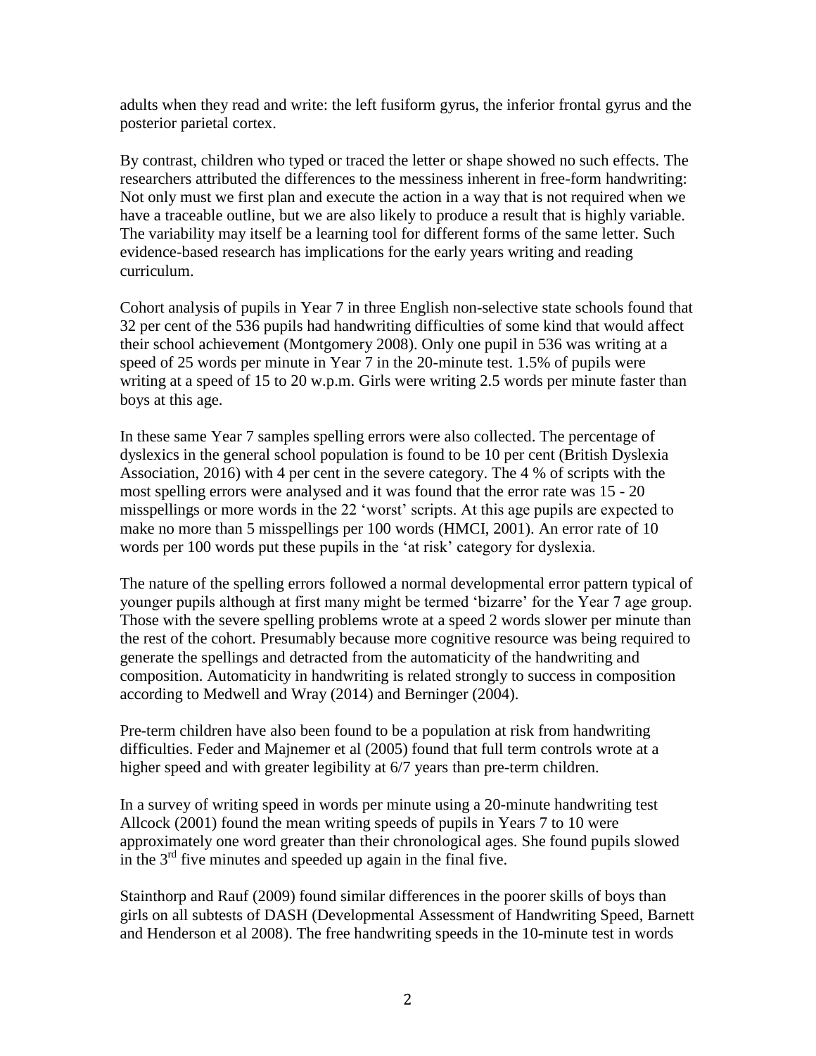adults when they read and write: the left fusiform gyrus, the inferior frontal gyrus and the posterior parietal cortex.

By contrast, children who typed or traced the letter or shape showed no such effects. The researchers attributed the differences to the messiness inherent in free-form handwriting: Not only must we first plan and execute the action in a way that is not required when we have a traceable outline, but we are also likely to produce a result that is highly variable. The variability may itself be a learning tool for different forms of the same letter. Such evidence-based research has implications for the early years writing and reading curriculum.

Cohort analysis of pupils in Year 7 in three English non-selective state schools found that 32 per cent of the 536 pupils had handwriting difficulties of some kind that would affect their school achievement (Montgomery 2008). Only one pupil in 536 was writing at a speed of 25 words per minute in Year 7 in the 20-minute test. 1.5% of pupils were writing at a speed of 15 to 20 w.p.m. Girls were writing 2.5 words per minute faster than boys at this age.

In these same Year 7 samples spelling errors were also collected. The percentage of dyslexics in the general school population is found to be 10 per cent (British Dyslexia Association, 2016) with 4 per cent in the severe category. The 4 % of scripts with the most spelling errors were analysed and it was found that the error rate was 15 - 20 misspellings or more words in the 22 'worst' scripts. At this age pupils are expected to make no more than 5 misspellings per 100 words (HMCI, 2001). An error rate of 10 words per 100 words put these pupils in the 'at risk' category for dyslexia.

The nature of the spelling errors followed a normal developmental error pattern typical of younger pupils although at first many might be termed 'bizarre' for the Year 7 age group. Those with the severe spelling problems wrote at a speed 2 words slower per minute than the rest of the cohort. Presumably because more cognitive resource was being required to generate the spellings and detracted from the automaticity of the handwriting and composition. Automaticity in handwriting is related strongly to success in composition according to Medwell and Wray (2014) and Berninger (2004).

Pre-term children have also been found to be a population at risk from handwriting difficulties. Feder and Majnemer et al (2005) found that full term controls wrote at a higher speed and with greater legibility at 6/7 years than pre-term children.

In a survey of writing speed in words per minute using a 20-minute handwriting test Allcock (2001) found the mean writing speeds of pupils in Years 7 to 10 were approximately one word greater than their chronological ages. She found pupils slowed in the 3rd five minutes and speeded up again in the final five.

Stainthorp and Rauf (2009) found similar differences in the poorer skills of boys than girls on all subtests of DASH (Developmental Assessment of Handwriting Speed, Barnett and Henderson et al 2008). The free handwriting speeds in the 10-minute test in words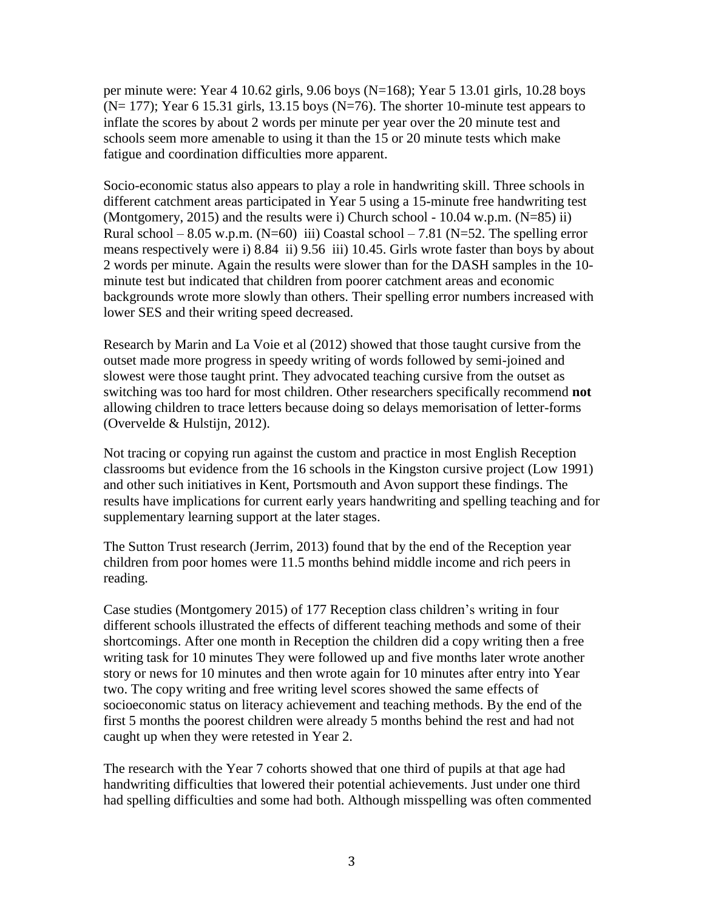per minute were: Year 4 10.62 girls, 9.06 boys (N=168); Year 5 13.01 girls, 10.28 boys (N= 177); Year 6 15.31 girls, 13.15 boys (N=76). The shorter 10-minute test appears to inflate the scores by about 2 words per minute per year over the 20 minute test and schools seem more amenable to using it than the 15 or 20 minute tests which make fatigue and coordination difficulties more apparent.

Socio-economic status also appears to play a role in handwriting skill. Three schools in different catchment areas participated in Year 5 using a 15-minute free handwriting test (Montgomery, 2015) and the results were i) Church school - 10.04 w.p.m. (N=85) ii) Rural school – 8.05 w.p.m. (N=60) iii) Coastal school – 7.81 (N=52. The spelling error means respectively were i) 8.84 ii) 9.56 iii) 10.45. Girls wrote faster than boys by about 2 words per minute. Again the results were slower than for the DASH samples in the 10-minute test but indicated that children from poorer catchment areas and economic backgrounds wrote more slowly than others. Their spelling error numbers increased with lower SES and their writing speed decreased.

Research by Marin and La Voie et al (2012) showed that those taught cursive from the outset made more progress in speedy writing of words followed by semi-joined and slowest were those taught print. They advocated teaching cursive from the outset as switching was too hard for most children. Other researchers specifically recommend **not** allowing children to trace letters because doing so delays memorisation of letter-forms (Overvelde & Hulstijn, 2012).

Not tracing or copying run against the custom and practice in most English Reception classrooms but evidence from the 16 schools in the Kingston cursive project (Low 1991) and other such initiatives in Kent, Portsmouth and Avon support these findings. The results have implications for current early years handwriting and spelling teaching and for supplementary learning support at the later stages.

The Sutton Trust research (Jerrim, 2013) found that by the end of the Reception year children from poor homes were 11.5 months behind middle income and rich peers in reading.

Case studies (Montgomery 2015) of 177 Reception class children's writing in four different schools illustrated the effects of different teaching methods and some of their shortcomings. After one month in Reception the children did a copy writing then a free writing task for 10 minutes They were followed up and five months later wrote another story or news for 10 minutes and then wrote again for 10 minutes after entry into Year two. The copy writing and free writing level scores showed the same effects of socioeconomic status on literacy achievement and teaching methods. By the end of the first 5 months the poorest children were already 5 months behind the rest and had not caught up when they were retested in Year 2.

The research with the Year 7 cohorts showed that one third of pupils at that age had handwriting difficulties that lowered their potential achievements. Just under one third had spelling difficulties and some had both. Although misspelling was often commented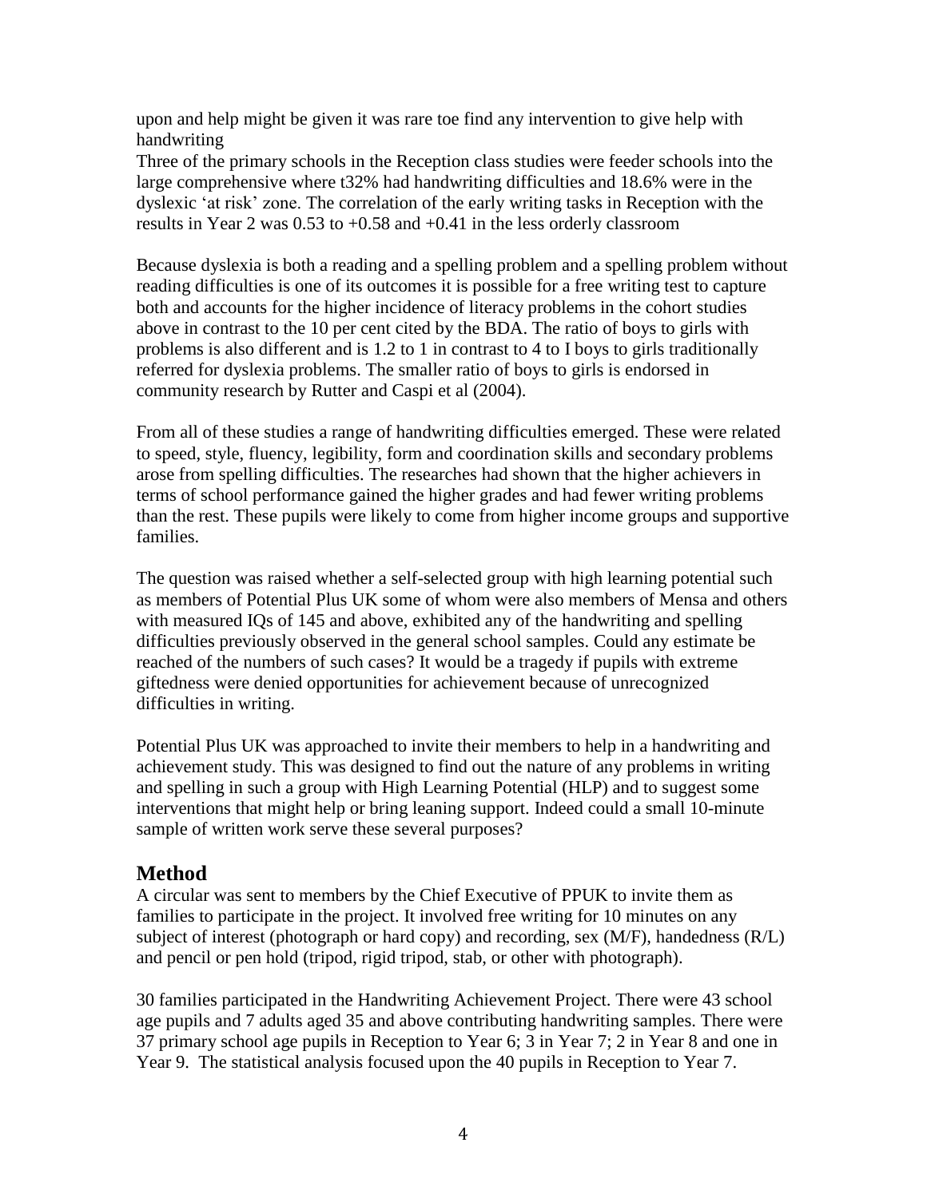upon and help might be given it was rare toe find any intervention to give help with handwriting

Three of the primary schools in the Reception class studies were feeder schools into the large comprehensive where t32% had handwriting difficulties and 18.6% were in the dyslexic 'at risk' zone. The correlation of the early writing tasks in Reception with the results in Year 2 was 0.53 to +0.58 and +0.41 in the less orderly classroom

Because dyslexia is both a reading and a spelling problem and a spelling problem without reading difficulties is one of its outcomes it is possible for a free writing test to capture both and accounts for the higher incidence of literacy problems in the cohort studies above in contrast to the 10 per cent cited by the BDA. The ratio of boys to girls with problems is also different and is 1.2 to 1 in contrast to 4 to I boys to girls traditionally referred for dyslexia problems. The smaller ratio of boys to girls is endorsed in community research by Rutter and Caspi et al (2004).

From all of these studies a range of handwriting difficulties emerged. These were related to speed, style, fluency, legibility, form and coordination skills and secondary problems arose from spelling difficulties. The researches had shown that the higher achievers in terms of school performance gained the higher grades and had fewer writing problems than the rest. These pupils were likely to come from higher income groups and supportive families.

The question was raised whether a self-selected group with high learning potential such as members of Potential Plus UK some of whom were also members of Mensa and others with measured IQs of 145 and above, exhibited any of the handwriting and spelling difficulties previously observed in the general school samples. Could any estimate be reached of the numbers of such cases? It would be a tragedy if pupils with extreme giftedness were denied opportunities for achievement because of unrecognized difficulties in writing.

Potential Plus UK was approached to invite their members to help in a handwriting and achievement study. This was designed to find out the nature of any problems in writing and spelling in such a group with High Learning Potential (HLP) and to suggest some interventions that might help or bring leaning support. Indeed could a small 10-minute sample of written work serve these several purposes?

## Method

A circular was sent to members by the Chief Executive of PPUK to invite them as families to participate in the project. It involved free writing for 10 minutes on any subject of interest (photograph or hard copy) and recording, sex (M/F), handedness (R/L) and pencil or pen hold (tripod, rigid tripod, stab, or other with photograph).

30 families participated in the Handwriting Achievement Project. There were 43 school age pupils and 7 adults aged 35 and above contributing handwriting samples. There were 37 primary school age pupils in Reception to Year 6; 3 in Year 7; 2 in Year 8 and one in Year 9. The statistical analysis focused upon the 40 pupils in Reception to Year 7.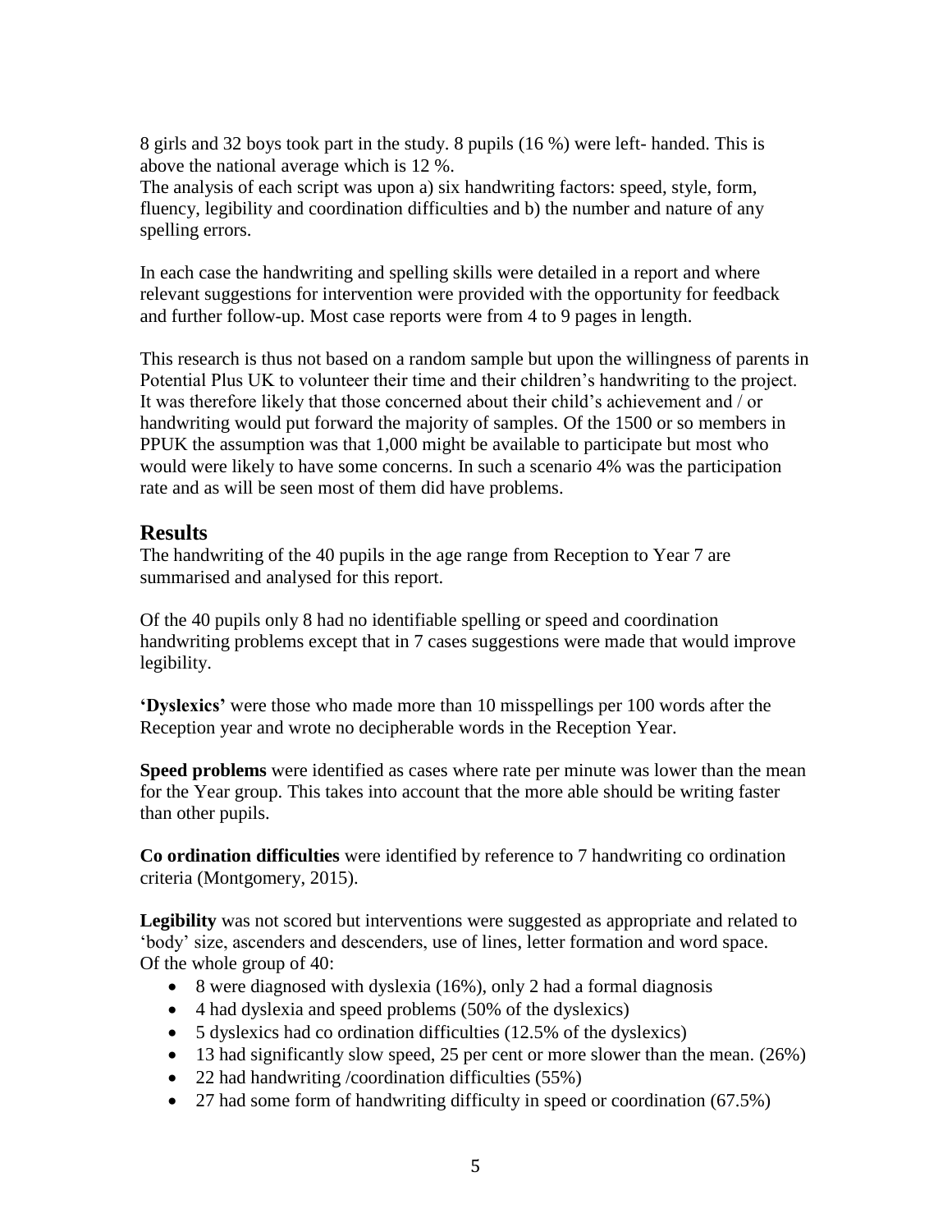8 girls and 32 boys took part in the study. 8 pupils (16 %) were left- handed. This is above the national average which is 12 %.
The analysis of each script was upon a) six handwriting factors: speed, style, form, fluency, legibility and coordination difficulties and b) the number and nature of any spelling errors.

In each case the handwriting and spelling skills were detailed in a report and where relevant suggestions for intervention were provided with the opportunity for feedback and further follow-up. Most case reports were from 4 to 9 pages in length.

This research is thus not based on a random sample but upon the willingness of parents in Potential Plus UK to volunteer their time and their children's handwriting to the project. It was therefore likely that those concerned about their child's achievement and / or handwriting would put forward the majority of samples. Of the 1500 or so members in PPUK the assumption was that 1,000 might be available to participate but most who would were likely to have some concerns. In such a scenario 4% was the participation rate and as will be seen most of them did have problems.

## Results

The handwriting of the 40 pupils in the age range from Reception to Year 7 are summarised and analysed for this report.

Of the 40 pupils only 8 had no identifiable spelling or speed and coordination handwriting problems except that in 7 cases suggestions were made that would improve legibility.

**'Dyslexics'** were those who made more than 10 misspellings per 100 words after the Reception year and wrote no decipherable words in the Reception Year.

**Speed problems** were identified as cases where rate per minute was lower than the mean for the Year group. This takes into account that the more able should be writing faster than other pupils.

**Co ordination difficulties** were identified by reference to 7 handwriting co ordination criteria (Montgomery, 2015).

**Legibility** was not scored but interventions were suggested as appropriate and related to 'body' size, ascenders and descenders, use of lines, letter formation and word space.
Of the whole group of 40:

- 8 were diagnosed with dyslexia (16%), only 2 had a formal diagnosis
- 4 had dyslexia and speed problems (50% of the dyslexics)
- 5 dyslexics had co ordination difficulties (12.5% of the dyslexics)
- 13 had significantly slow speed, 25 per cent or more slower than the mean. (26%)
- 22 had handwriting /coordination difficulties (55%)
- 27 had some form of handwriting difficulty in speed or coordination (67.5%)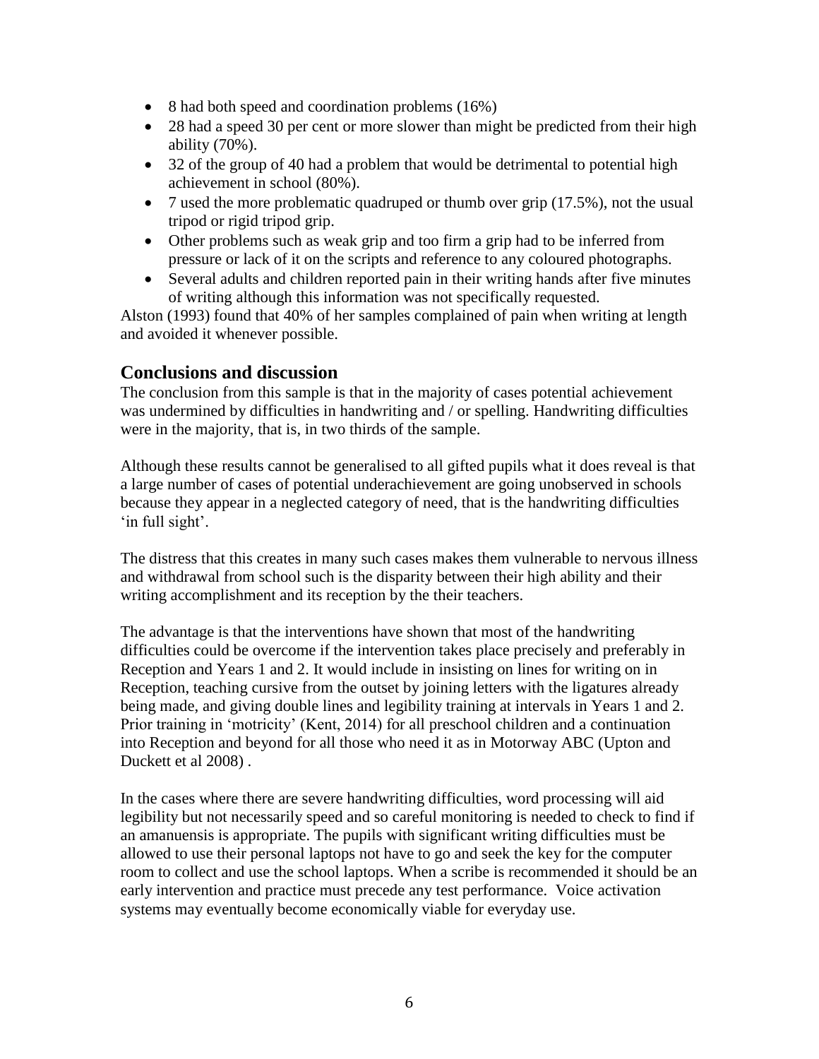- 8 had both speed and coordination problems (16%)
- 28 had a speed 30 per cent or more slower than might be predicted from their high ability (70%).
- 32 of the group of 40 had a problem that would be detrimental to potential high achievement in school (80%).
- 7 used the more problematic quadruped or thumb over grip (17.5%), not the usual tripod or rigid tripod grip.
- Other problems such as weak grip and too firm a grip had to be inferred from pressure or lack of it on the scripts and reference to any coloured photographs.
- Several adults and children reported pain in their writing hands after five minutes of writing although this information was not specifically requested.

Alston (1993) found that 40% of her samples complained of pain when writing at length and avoided it whenever possible.

## Conclusions and discussion

The conclusion from this sample is that in the majority of cases potential achievement was undermined by difficulties in handwriting and / or spelling. Handwriting difficulties were in the majority, that is, in two thirds of the sample.

Although these results cannot be generalised to all gifted pupils what it does reveal is that a large number of cases of potential underachievement are going unobserved in schools because they appear in a neglected category of need, that is the handwriting difficulties 'in full sight'.

The distress that this creates in many such cases makes them vulnerable to nervous illness and withdrawal from school such is the disparity between their high ability and their writing accomplishment and its reception by the their teachers.

The advantage is that the interventions have shown that most of the handwriting difficulties could be overcome if the intervention takes place precisely and preferably in Reception and Years 1 and 2. It would include in insisting on lines for writing on in Reception, teaching cursive from the outset by joining letters with the ligatures already being made, and giving double lines and legibility training at intervals in Years 1 and 2. Prior training in 'motricity' (Kent, 2014) for all preschool children and a continuation into Reception and beyond for all those who need it as in Motorway ABC (Upton and Duckett et al 2008) .

In the cases where there are severe handwriting difficulties, word processing will aid legibility but not necessarily speed and so careful monitoring is needed to check to find if an amanuensis is appropriate. The pupils with significant writing difficulties must be allowed to use their personal laptops not have to go and seek the key for the computer room to collect and use the school laptops. When a scribe is recommended it should be an early intervention and practice must precede any test performance. Voice activation systems may eventually become economically viable for everyday use.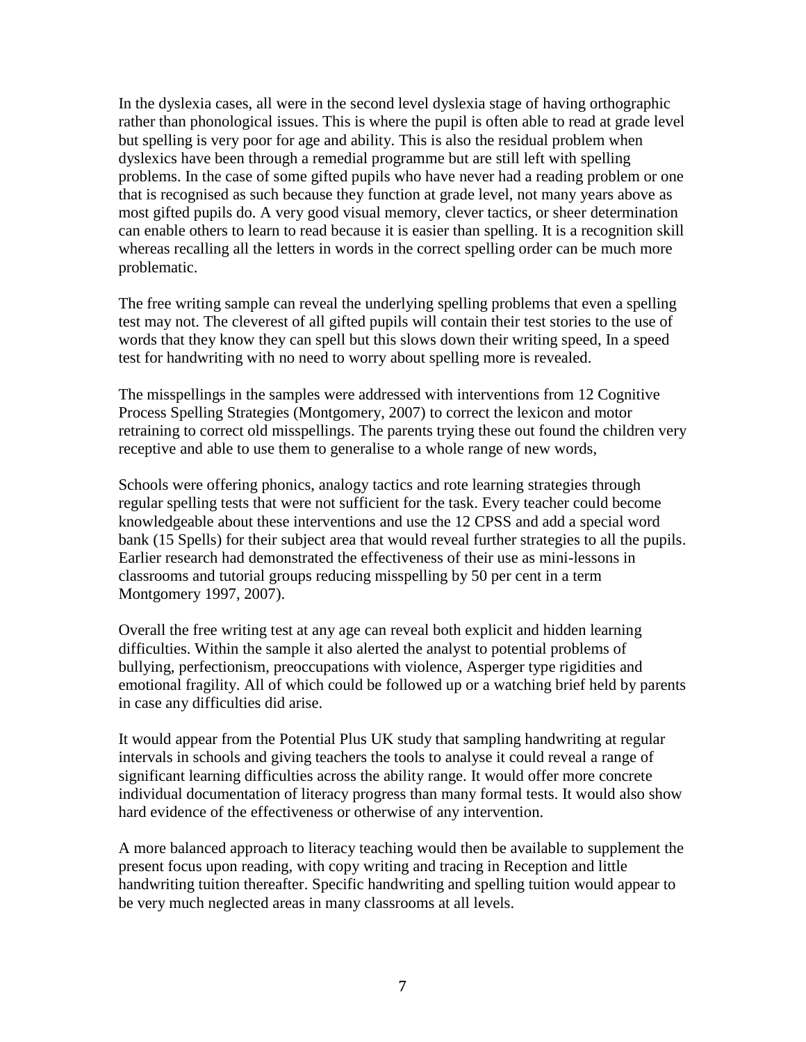In the dyslexia cases, all were in the second level dyslexia stage of having orthographic rather than phonological issues. This is where the pupil is often able to read at grade level but spelling is very poor for age and ability. This is also the residual problem when dyslexics have been through a remedial programme but are still left with spelling problems. In the case of some gifted pupils who have never had a reading problem or one that is recognised as such because they function at grade level, not many years above as most gifted pupils do. A very good visual memory, clever tactics, or sheer determination can enable others to learn to read because it is easier than spelling. It is a recognition skill whereas recalling all the letters in words in the correct spelling order can be much more problematic.

The free writing sample can reveal the underlying spelling problems that even a spelling test may not. The cleverest of all gifted pupils will contain their test stories to the use of words that they know they can spell but this slows down their writing speed, In a speed test for handwriting with no need to worry about spelling more is revealed.

The misspellings in the samples were addressed with interventions from 12 Cognitive Process Spelling Strategies (Montgomery, 2007) to correct the lexicon and motor retraining to correct old misspellings. The parents trying these out found the children very receptive and able to use them to generalise to a whole range of new words,

Schools were offering phonics, analogy tactics and rote learning strategies through regular spelling tests that were not sufficient for the task. Every teacher could become knowledgeable about these interventions and use the 12 CPSS and add a special word bank (15 Spells) for their subject area that would reveal further strategies to all the pupils. Earlier research had demonstrated the effectiveness of their use as mini-lessons in classrooms and tutorial groups reducing misspelling by 50 per cent in a term Montgomery 1997, 2007).

Overall the free writing test at any age can reveal both explicit and hidden learning difficulties. Within the sample it also alerted the analyst to potential problems of bullying, perfectionism, preoccupations with violence, Asperger type rigidities and emotional fragility. All of which could be followed up or a watching brief held by parents in case any difficulties did arise.

It would appear from the Potential Plus UK study that sampling handwriting at regular intervals in schools and giving teachers the tools to analyse it could reveal a range of significant learning difficulties across the ability range. It would offer more concrete individual documentation of literacy progress than many formal tests. It would also show hard evidence of the effectiveness or otherwise of any intervention.

A more balanced approach to literacy teaching would then be available to supplement the present focus upon reading, with copy writing and tracing in Reception and little handwriting tuition thereafter. Specific handwriting and spelling tuition would appear to be very much neglected areas in many classrooms at all levels.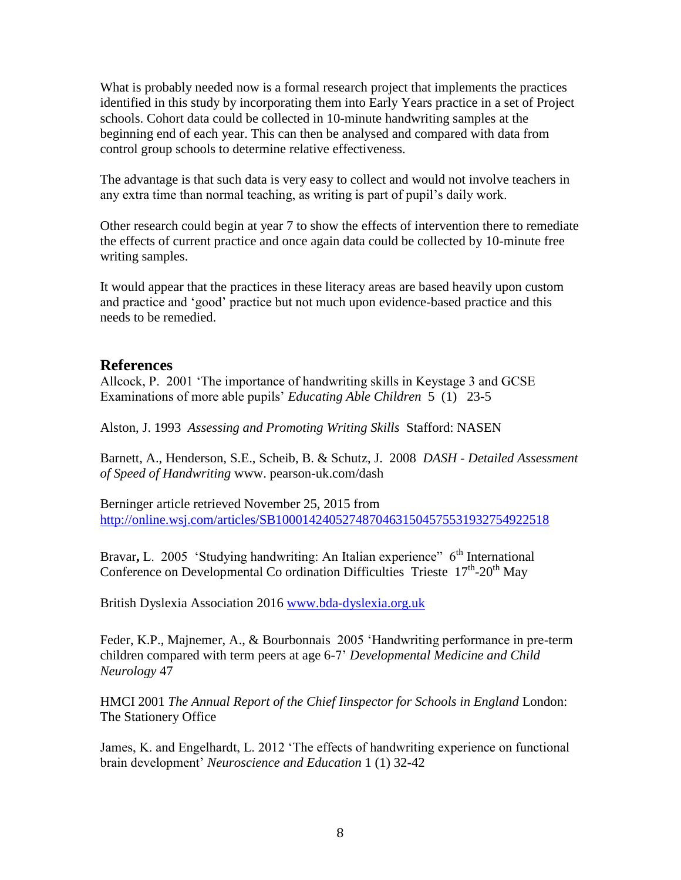What is probably needed now is a formal research project that implements the practices identified in this study by incorporating them into Early Years practice in a set of Project schools. Cohort data could be collected in 10-minute handwriting samples at the beginning end of each year. This can then be analysed and compared with data from control group schools to determine relative effectiveness.

The advantage is that such data is very easy to collect and would not involve teachers in any extra time than normal teaching, as writing is part of pupil's daily work.

Other research could begin at year 7 to show the effects of intervention there to remediate the effects of current practice and once again data could be collected by 10-minute free writing samples.

It would appear that the practices in these literacy areas are based heavily upon custom and practice and 'good' practice but not much upon evidence-based practice and this needs to be remedied.

## References

Allcock, P. 2001 'The importance of handwriting skills in Keystage 3 and GCSE Examinations of more able pupils' *Educating Able Children* 5 (1) 23-5

Alston, J. 1993 *Assessing and Promoting Writing Skills* Stafford: NASEN

Barnett, A., Henderson, S.E., Scheib, B. & Schutz, J. 2008 *DASH - Detailed Assessment of Speed of Handwriting* www. pearson-uk.com/dash

Berninger article retrieved November 25, 2015 from http://online.wsj.com/articles/SB10001424052748704631504575531932754922518

Bravar, L. 2005 'Studying handwriting: An Italian experience" 6th International Conference on Developmental Co ordination Difficulties Trieste 17th-20th May

British Dyslexia Association 2016 www.bda-dyslexia.org.uk

Feder, K.P., Majnemer, A., & Bourbonnais 2005 'Handwriting performance in pre-term children compared with term peers at age 6-7' *Developmental Medicine and Child Neurology* 47

HMCI 2001 *The Annual Report of the Chief Iinspector for Schools in England* London: The Stationery Office

James, K. and Engelhardt, L. 2012 'The effects of handwriting experience on functional brain development' *Neuroscience and Education* 1 (1) 32-42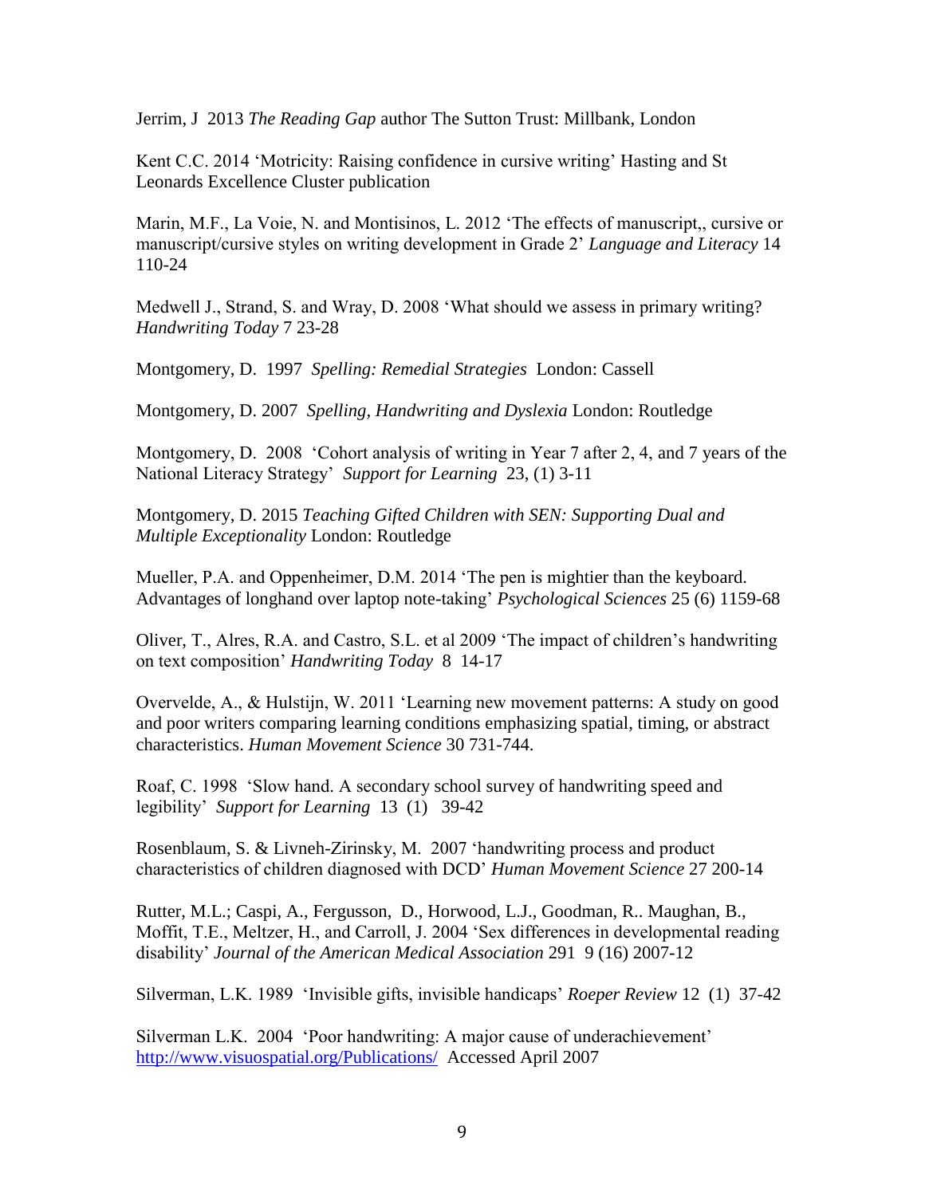Jerrim, J 2013 *The Reading Gap* author The Sutton Trust: Millbank, London

Kent C.C. 2014 'Motricity: Raising confidence in cursive writing' Hasting and St Leonards Excellence Cluster publication

Marin, M.F., La Voie, N. and Montisinos, L. 2012 'The effects of manuscript,, cursive or manuscript/cursive styles on writing development in Grade 2' *Language and Literacy* 14 110-24

Medwell J., Strand, S. and Wray, D. 2008 'What should we assess in primary writing? *Handwriting Today* 7 23-28

Montgomery, D. 1997 *Spelling: Remedial Strategies* London: Cassell

Montgomery, D. 2007 *Spelling, Handwriting and Dyslexia* London: Routledge

Montgomery, D. 2008 'Cohort analysis of writing in Year 7 after 2, 4, and 7 years of the National Literacy Strategy' *Support for Learning* 23, (1) 3-11

Montgomery, D. 2015 *Teaching Gifted Children with SEN: Supporting Dual and Multiple Exceptionality* London: Routledge

Mueller, P.A. and Oppenheimer, D.M. 2014 'The pen is mightier than the keyboard. Advantages of longhand over laptop note-taking' *Psychological Sciences* 25 (6) 1159-68

Oliver, T., Alres, R.A. and Castro, S.L. et al 2009 'The impact of children's handwriting on text composition' *Handwriting Today* 8 14-17

Overvelde, A., & Hulstijn, W. 2011 'Learning new movement patterns: A study on good and poor writers comparing learning conditions emphasizing spatial, timing, or abstract characteristics. *Human Movement Science* 30 731-744.

Roaf, C. 1998 'Slow hand. A secondary school survey of handwriting speed and legibility' *Support for Learning* 13 (1) 39-42

Rosenblaum, S. & Livneh-Zirinsky, M. 2007 'handwriting process and product characteristics of children diagnosed with DCD' *Human Movement Science* 27 200-14

Rutter, M.L.; Caspi, A., Fergusson, D., Horwood, L.J., Goodman, R.. Maughan, B., Moffit, T.E., Meltzer, H., and Carroll, J. 2004 'Sex differences in developmental reading disability' *Journal of the American Medical Association* 291 9 (16) 2007-12

Silverman, L.K. 1989 'Invisible gifts, invisible handicaps' *Roeper Review* 12 (1) 37-42

Silverman L.K. 2004 'Poor handwriting: A major cause of underachievement' http://www.visuospatial.org/Publications/ Accessed April 2007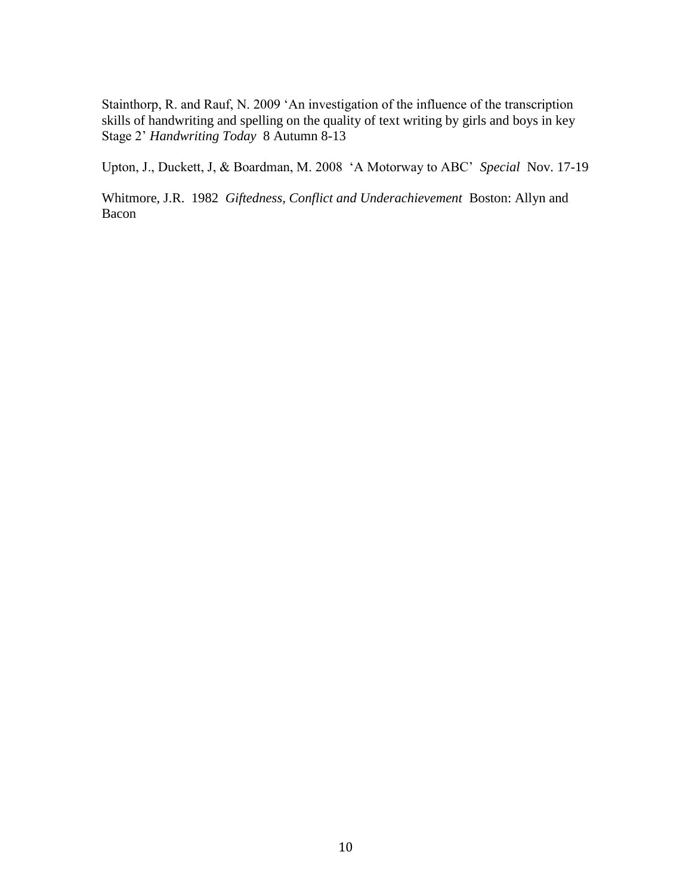Stainthorp, R. and Rauf, N. 2009 'An investigation of the influence of the transcription skills of handwriting and spelling on the quality of text writing by girls and boys in key Stage 2' *Handwriting Today* 8 Autumn 8-13

Upton, J., Duckett, J, & Boardman, M. 2008 'A Motorway to ABC' *Special* Nov. 17-19

Whitmore, J.R. 1982 *Giftedness, Conflict and Underachievement* Boston: Allyn and Bacon